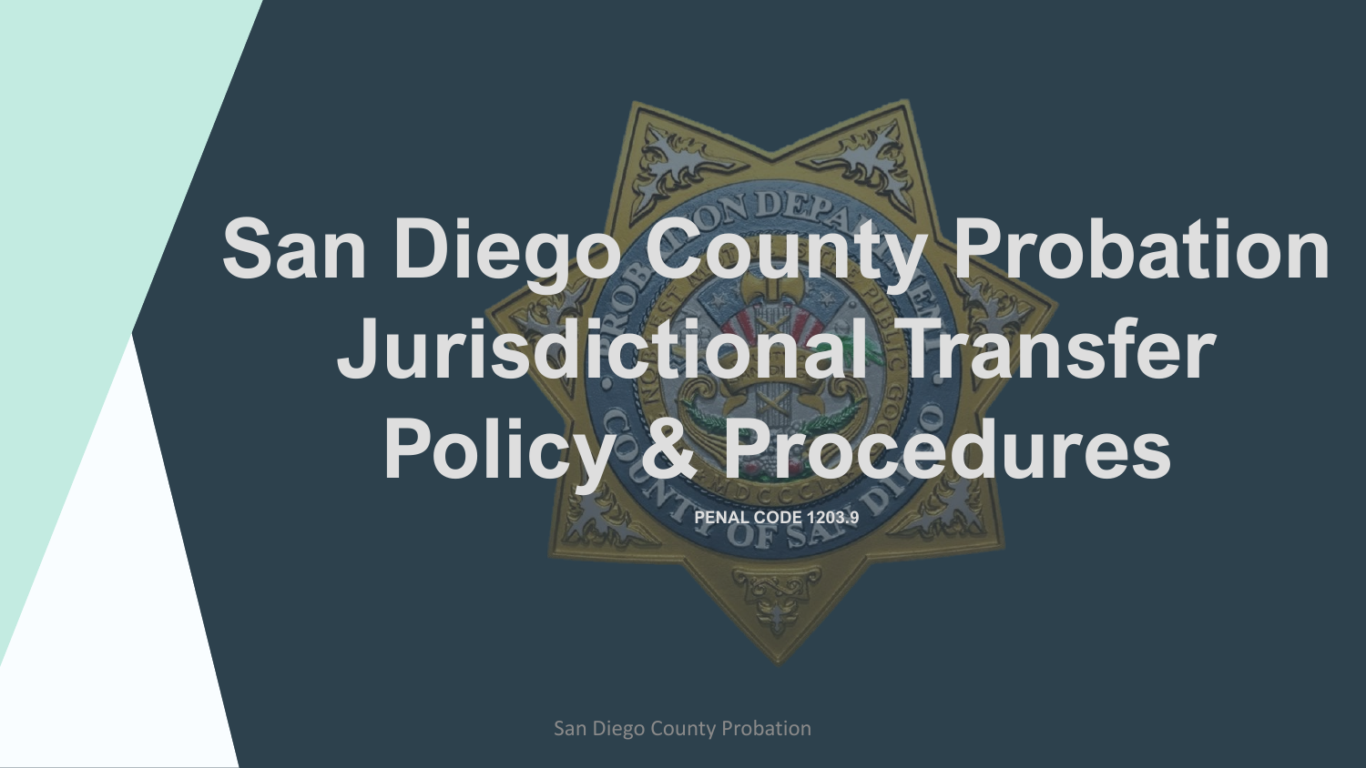# San Diego County Probation Jurisdictional Transfer Policy & Procedures

**PENAL CODE 1203.9**

San Diego County Probation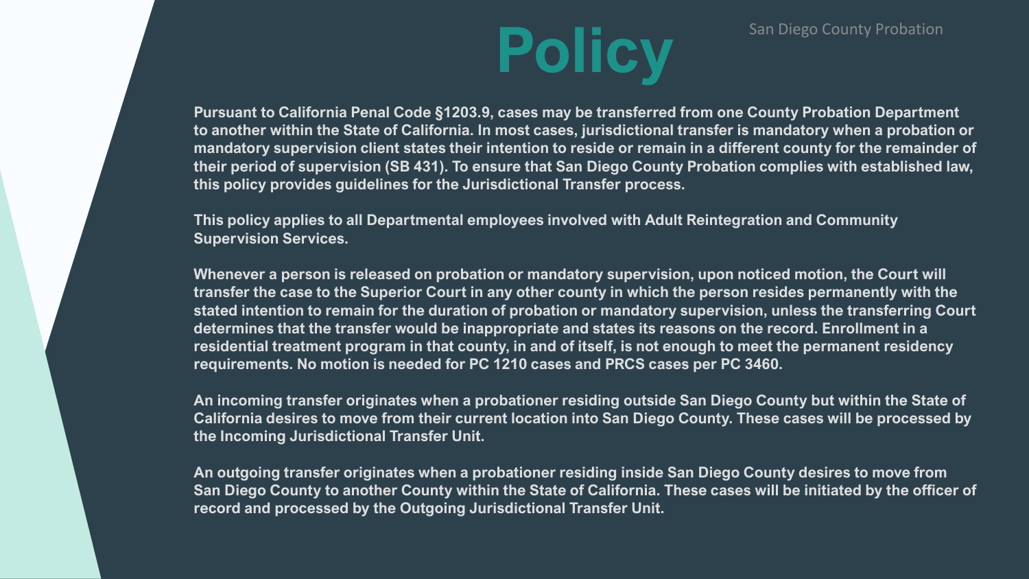# Policy

San Diego County Probation

Pursuant to California Penal Code §1203.9, cases may be transferred from one County Probation Department to another within the State of California. In most cases, jurisdictional transfer is mandatory when a probation or mandatory supervision client states their intention to reside or remain in a different county for the remainder of their period of supervision (SB 431). To ensure that San Diego County Probation complies with established law, this policy provides guidelines for the Jurisdictional Transfer process.

This policy applies to all Departmental employees involved with Adult Reintegration and Community Supervision Services.

Whenever a person is released on probation or mandatory supervision, upon noticed motion, the Court will transfer the case to the Superior Court in any other county in which the person resides permanently with the stated intention to remain for the duration of probation or mandatory supervision, unless the transferring Court determines that the transfer would be inappropriate and states its reasons on the record. Enrollment in a residential treatment program in that county, in and of itself, is not enough to meet the permanent residency requirements. No motion is needed for PC 1210 cases and PRCS cases per PC 3460.

An incoming transfer originates when a probationer residing outside San Diego County but within the State of California desires to move from their current location into San Diego County. These cases will be processed by the Incoming Jurisdictional Transfer Unit.

An outgoing transfer originates when a probationer residing inside San Diego County desires to move from San Diego County to another County within the State of California. These cases will be initiated by the officer of record and processed by the Outgoing Jurisdictional Transfer Unit.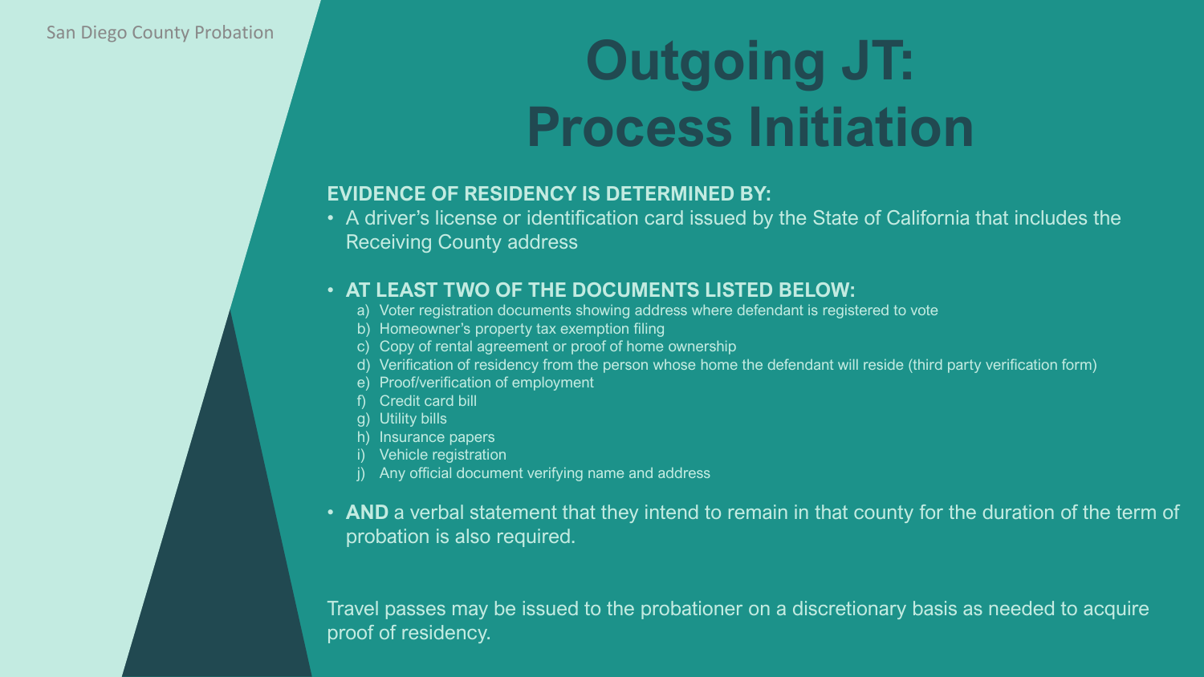# Outgoing JT: Process Initiation

**EVIDENCE OF RESIDENCY IS DETERMINED BY:**

- A driver's license or identification card issued by the State of California that includes the Receiving County address

- **AT LEAST TWO OF THE DOCUMENTS LISTED BELOW:**
  a) Voter registration documents showing address where defendant is registered to vote
  b) Homeowner's property tax exemption filing
  c) Copy of rental agreement or proof of home ownership
  d) Verification of residency from the person whose home the defendant will reside (third party verification form)
  e) Proof/verification of employment
  f) Credit card bill
  g) Utility bills
  h) Insurance papers
  i) Vehicle registration
  j) Any official document verifying name and address

- **AND** a verbal statement that they intend to remain in that county for the duration of the term of probation is also required.

Travel passes may be issued to the probationer on a discretionary basis as needed to acquire proof of residency.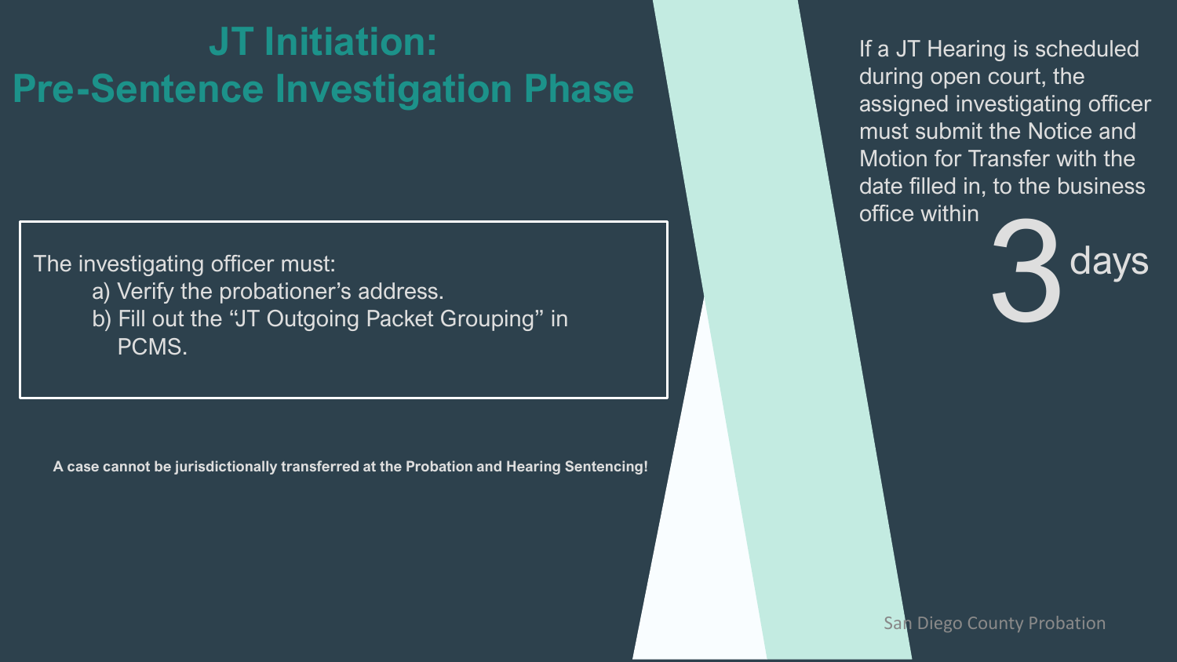# JT Initiation: Pre-Sentence Investigation Phase

The investigating officer must:

a) Verify the probationer's address.
b) Fill out the "JT Outgoing Packet Grouping" in PCMS.

**A case cannot be jurisdictionally transferred at the Probation and Hearing Sentencing!**

If a JT Hearing is scheduled during open court, the assigned investigating officer must submit the Notice and Motion for Transfer with the date filled in, to the business office within 3 days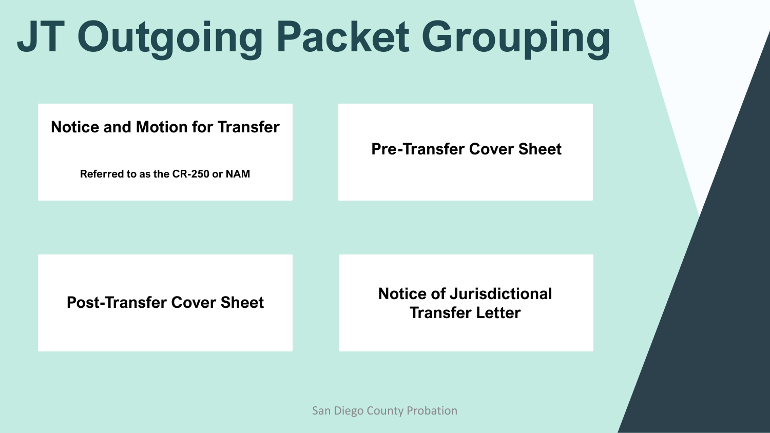# JT Outgoing Packet Grouping

**Notice and Motion for Transfer**

**Referred to as the CR-250 or NAM**

**Pre-Transfer Cover Sheet**

**Post-Transfer Cover Sheet**

**Notice of Jurisdictional Transfer Letter**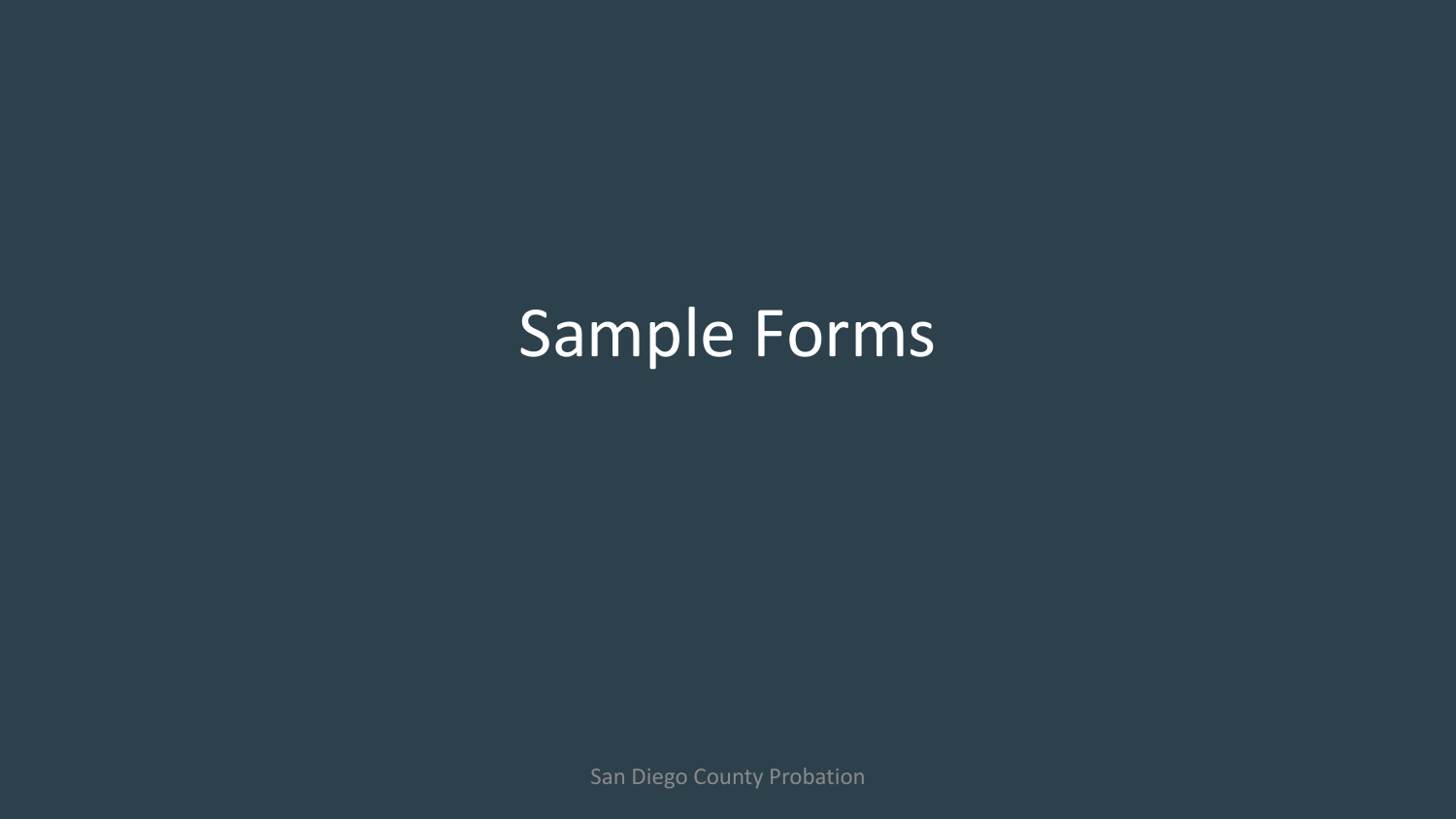# Sample Forms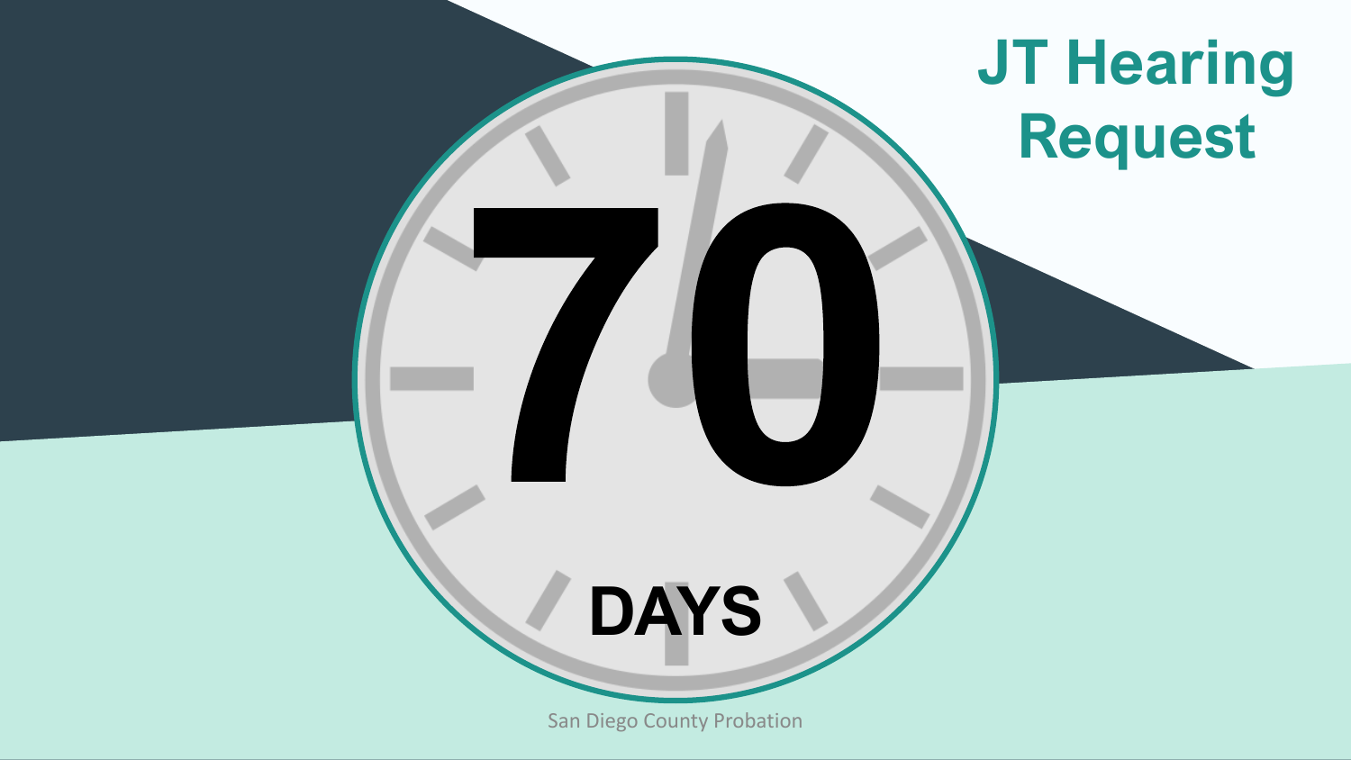# JT Hearing Request

**70**

**DAYS**

San Diego County Probation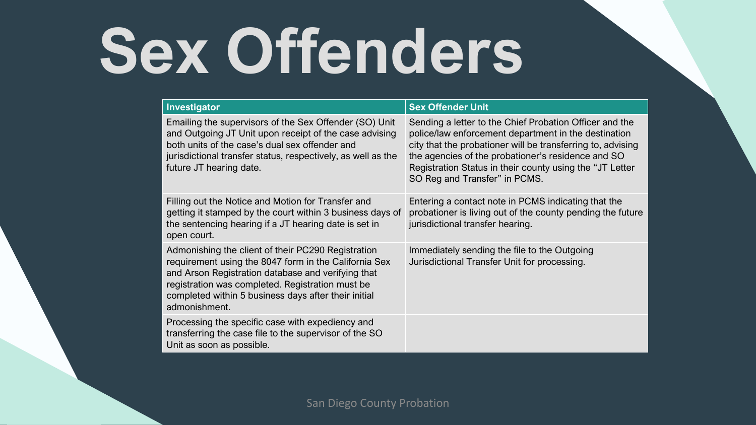# Sex Offenders

| Investigator | Sex Offender Unit |
| --- | --- |
| Emailing the supervisors of the Sex Offender (SO) Unit and Outgoing JT Unit upon receipt of the case advising both units of the case's dual sex offender and jurisdictional transfer status, respectively, as well as the future JT hearing date. | Sending a letter to the Chief Probation Officer and the police/law enforcement department in the destination city that the probationer will be transferring to, advising the agencies of the probationer's residence and SO Registration Status in their county using the "JT Letter SO Reg and Transfer" in PCMS. |
| Filling out the Notice and Motion for Transfer and getting it stamped by the court within 3 business days of the sentencing hearing if a JT hearing date is set in open court. | Entering a contact note in PCMS indicating that the probationer is living out of the county pending the future jurisdictional transfer hearing. |
| Admonishing the client of their PC290 Registration requirement using the 8047 form in the California Sex and Arson Registration database and verifying that registration was completed. Registration must be completed within 5 business days after their initial admonishment. | Immediately sending the file to the Outgoing Jurisdictional Transfer Unit for processing. |
| Processing the specific case with expediency and transferring the case file to the supervisor of the SO Unit as soon as possible. | |

San Diego County Probation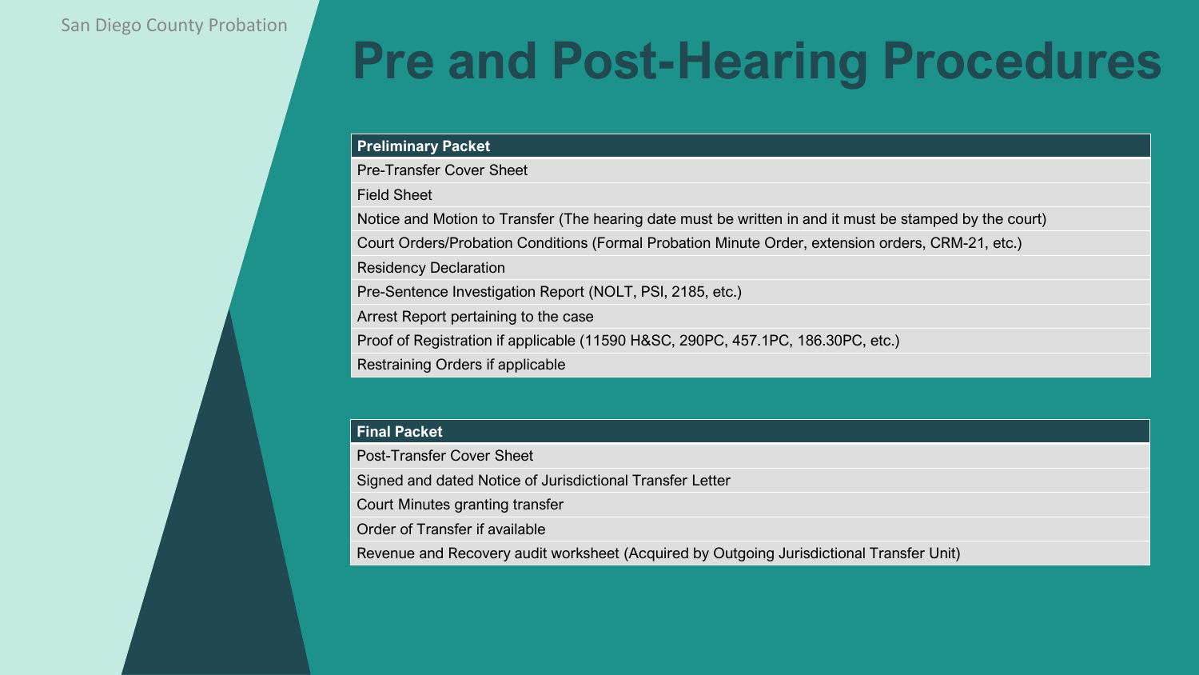# Pre and Post-Hearing Procedures

| Preliminary Packet |
| --- |
| Pre-Transfer Cover Sheet |
| Field Sheet |
| Notice and Motion to Transfer (The hearing date must be written in and it must be stamped by the court) |
| Court Orders/Probation Conditions (Formal Probation Minute Order, extension orders, CRM-21, etc.) |
| Residency Declaration |
| Pre-Sentence Investigation Report (NOLT, PSI, 2185, etc.) |
| Arrest Report pertaining to the case |
| Proof of Registration if applicable (11590 H&SC, 290PC, 457.1PC, 186.30PC, etc.) |
| Restraining Orders if applicable |

| Final Packet |
| --- |
| Post-Transfer Cover Sheet |
| Signed and dated Notice of Jurisdictional Transfer Letter |
| Court Minutes granting transfer |
| Order of Transfer if available |
| Revenue and Recovery audit worksheet (Acquired by Outgoing Jurisdictional Transfer Unit) |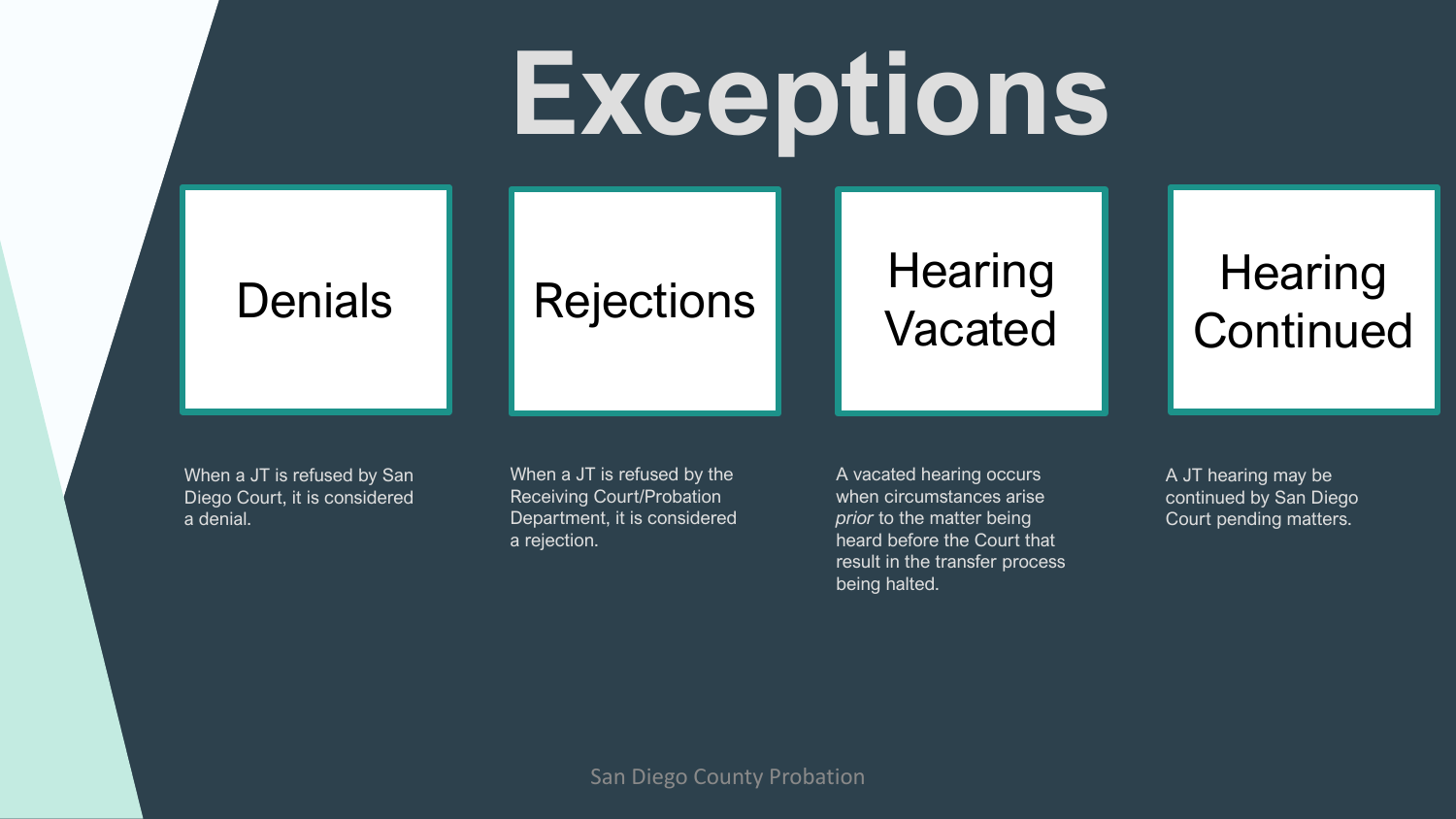# Exceptions

## Denials

When a JT is refused by San Diego Court, it is considered a denial.

## Rejections

When a JT is refused by the Receiving Court/Probation Department, it is considered a rejection.

## Hearing Vacated

A vacated hearing occurs when circumstances arise *prior* to the matter being heard before the Court that result in the transfer process being halted.

## Hearing Continued

A JT hearing may be continued by San Diego Court pending matters.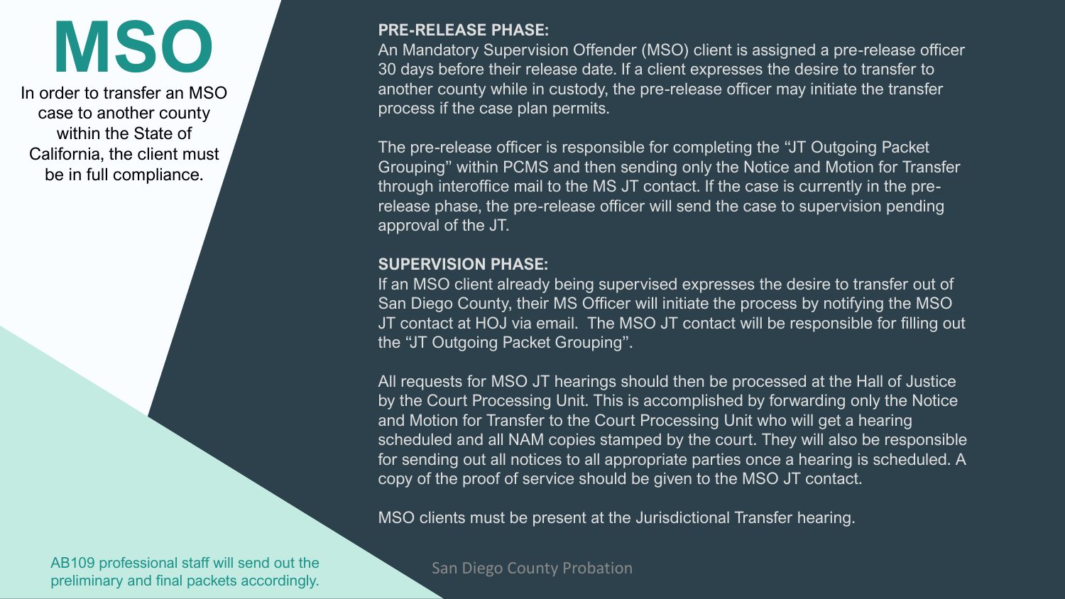# MSO

In order to transfer an MSO case to another county within the State of California, the client must be in full compliance.

**PRE-RELEASE PHASE:**

An Mandatory Supervision Offender (MSO) client is assigned a pre-release officer 30 days before their release date. If a client expresses the desire to transfer to another county while in custody, the pre-release officer may initiate the transfer process if the case plan permits.

The pre-release officer is responsible for completing the "JT Outgoing Packet Grouping" within PCMS and then sending only the Notice and Motion for Transfer through interoffice mail to the MS JT contact. If the case is currently in the pre-release phase, the pre-release officer will send the case to supervision pending approval of the JT.

**SUPERVISION PHASE:**

If an MSO client already being supervised expresses the desire to transfer out of San Diego County, their MS Officer will initiate the process by notifying the MSO JT contact at HOJ via email. The MSO JT contact will be responsible for filling out the "JT Outgoing Packet Grouping".

All requests for MSO JT hearings should then be processed at the Hall of Justice by the Court Processing Unit. This is accomplished by forwarding only the Notice and Motion for Transfer to the Court Processing Unit who will get a hearing scheduled and all NAM copies stamped by the court. They will also be responsible for sending out all notices to all appropriate parties once a hearing is scheduled. A copy of the proof of service should be given to the MSO JT contact.

MSO clients must be present at the Jurisdictional Transfer hearing.

AB109 professional staff will send out the preliminary and final packets accordingly.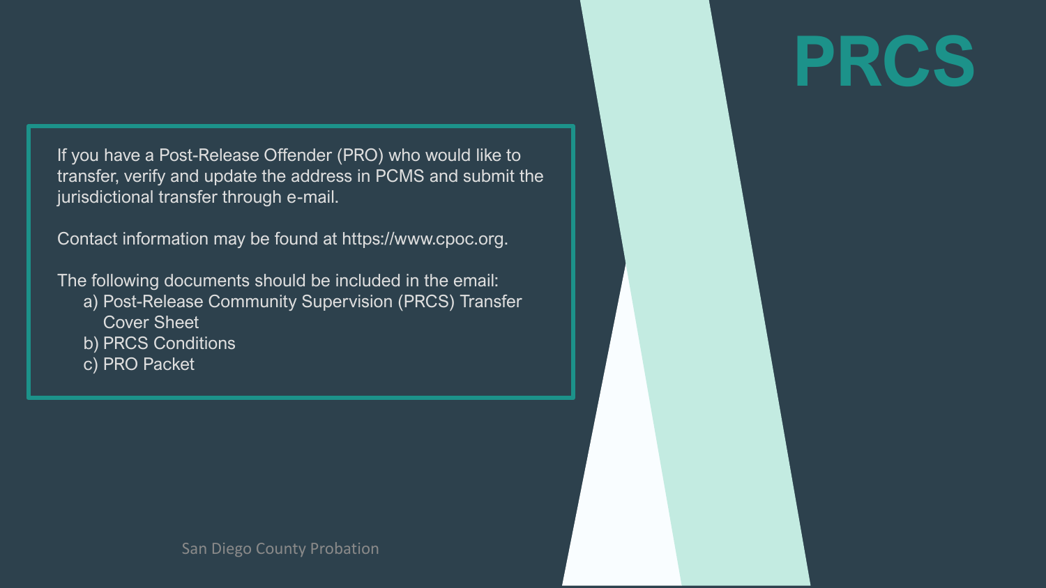# PRCS

If you have a Post-Release Offender (PRO) who would like to transfer, verify and update the address in PCMS and submit the jurisdictional transfer through e-mail.

Contact information may be found at https://www.cpoc.org.

The following documents should be included in the email:

a) Post-Release Community Supervision (PRCS) Transfer Cover Sheet
b) PRCS Conditions
c) PRO Packet

San Diego County Probation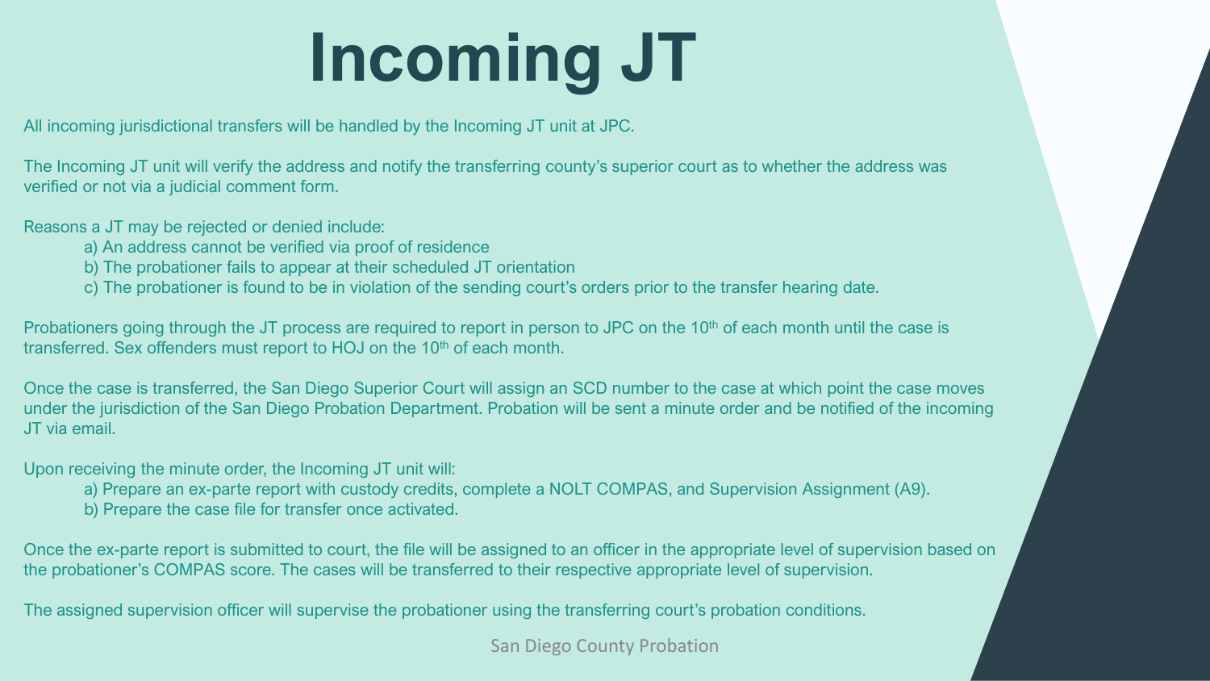# Incoming JT

All incoming jurisdictional transfers will be handled by the Incoming JT unit at JPC.

The Incoming JT unit will verify the address and notify the transferring county's superior court as to whether the address was verified or not via a judicial comment form.

Reasons a JT may be rejected or denied include:

a) An address cannot be verified via proof of residence
b) The probationer fails to appear at their scheduled JT orientation
c) The probationer is found to be in violation of the sending court's orders prior to the transfer hearing date.

Probationers going through the JT process are required to report in person to JPC on the 10th of each month until the case is transferred. Sex offenders must report to HOJ on the 10th of each month.

Once the case is transferred, the San Diego Superior Court will assign an SCD number to the case at which point the case moves under the jurisdiction of the San Diego Probation Department. Probation will be sent a minute order and be notified of the incoming JT via email.

Upon receiving the minute order, the Incoming JT unit will:

a) Prepare an ex-parte report with custody credits, complete a NOLT COMPAS, and Supervision Assignment (A9).
b) Prepare the case file for transfer once activated.

Once the ex-parte report is submitted to court, the file will be assigned to an officer in the appropriate level of supervision based on the probationer's COMPAS score. The cases will be transferred to their respective appropriate level of supervision.

The assigned supervision officer will supervise the probationer using the transferring court's probation conditions.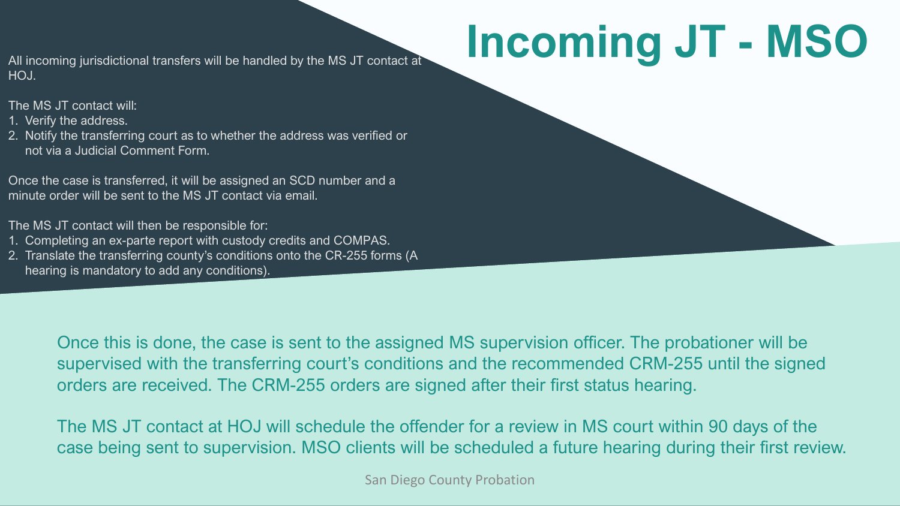# Incoming JT - MSO

All incoming jurisdictional transfers will be handled by the MS JT contact at HOJ.

The MS JT contact will:

1. Verify the address.
2. Notify the transferring court as to whether the address was verified or not via a Judicial Comment Form.

Once the case is transferred, it will be assigned an SCD number and a minute order will be sent to the MS JT contact via email.

The MS JT contact will then be responsible for:

1. Completing an ex-parte report with custody credits and COMPAS.
2. Translate the transferring county's conditions onto the CR-255 forms (A hearing is mandatory to add any conditions).

Once this is done, the case is sent to the assigned MS supervision officer. The probationer will be supervised with the transferring court's conditions and the recommended CRM-255 until the signed orders are received. The CRM-255 orders are signed after their first status hearing.

The MS JT contact at HOJ will schedule the offender for a review in MS court within 90 days of the case being sent to supervision. MSO clients will be scheduled a future hearing during their first review.

San Diego County Probation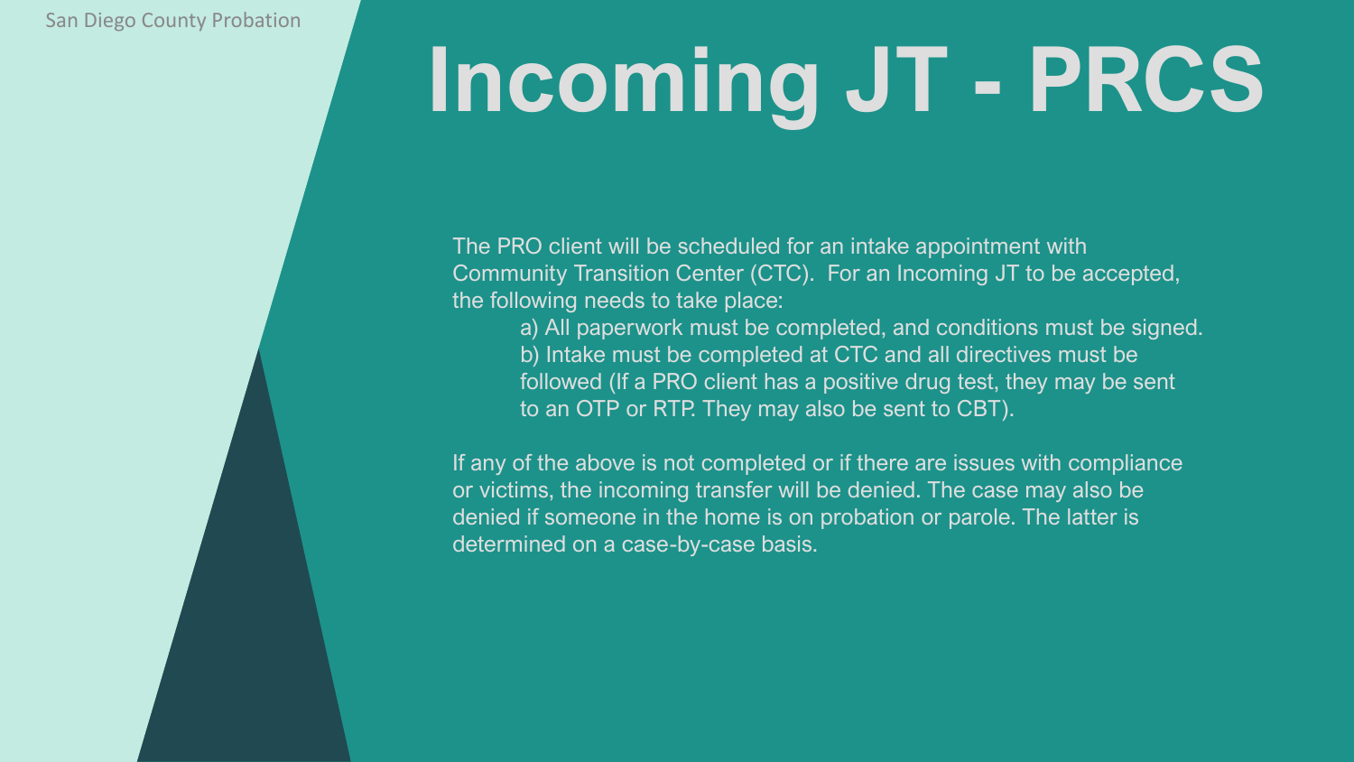# Incoming JT - PRCS

The PRO client will be scheduled for an intake appointment with Community Transition Center (CTC). For an Incoming JT to be accepted, the following needs to take place:

a) All paperwork must be completed, and conditions must be signed.
b) Intake must be completed at CTC and all directives must be followed (If a PRO client has a positive drug test, they may be sent to an OTP or RTP. They may also be sent to CBT).

If any of the above is not completed or if there are issues with compliance or victims, the incoming transfer will be denied. The case may also be denied if someone in the home is on probation or parole. The latter is determined on a case-by-case basis.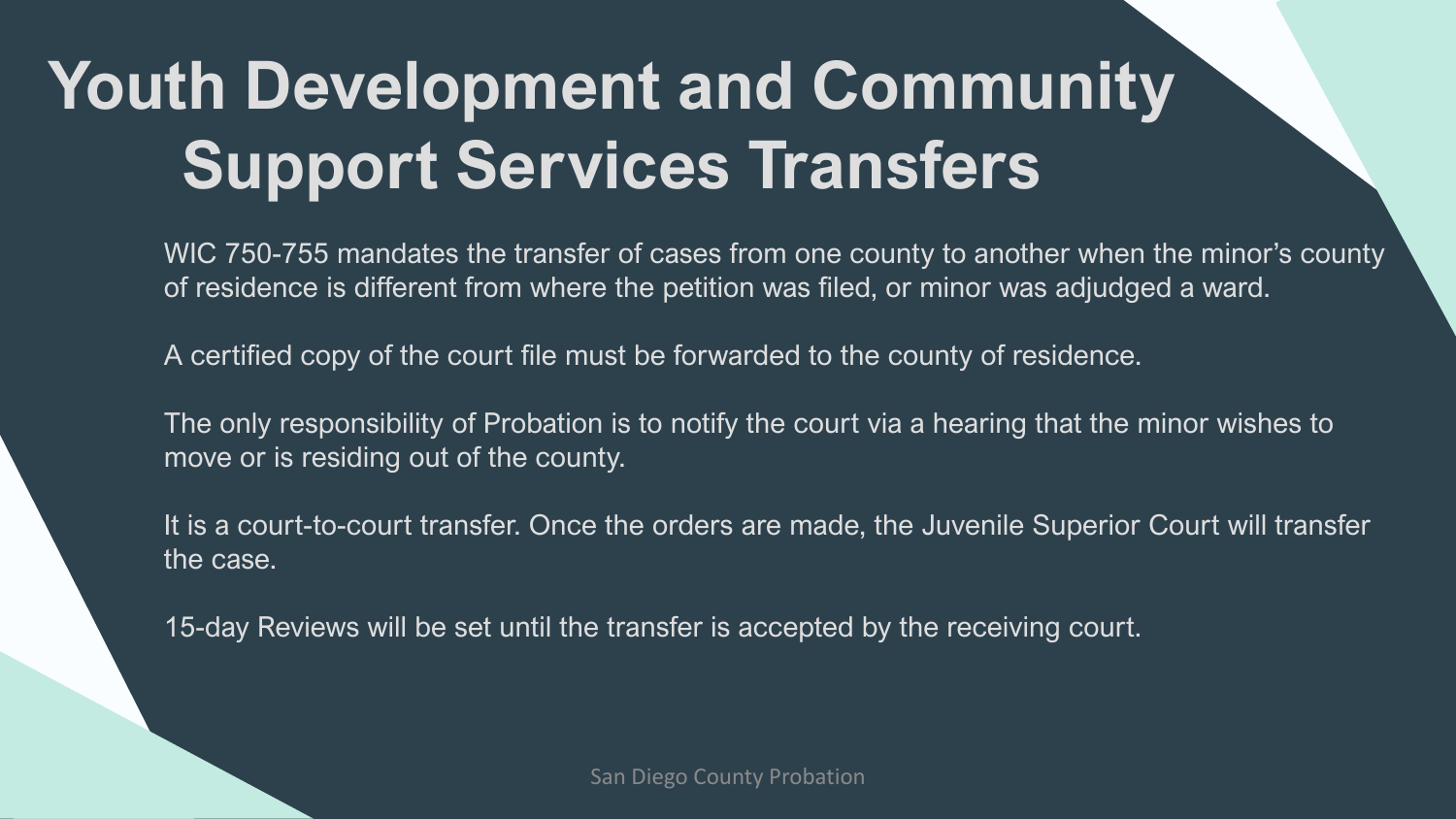# Youth Development and Community Support Services Transfers

WIC 750-755 mandates the transfer of cases from one county to another when the minor's county of residence is different from where the petition was filed, or minor was adjudged a ward.

A certified copy of the court file must be forwarded to the county of residence.

The only responsibility of Probation is to notify the court via a hearing that the minor wishes to move or is residing out of the county.

It is a court-to-court transfer. Once the orders are made, the Juvenile Superior Court will transfer the case.

15-day Reviews will be set until the transfer is accepted by the receiving court.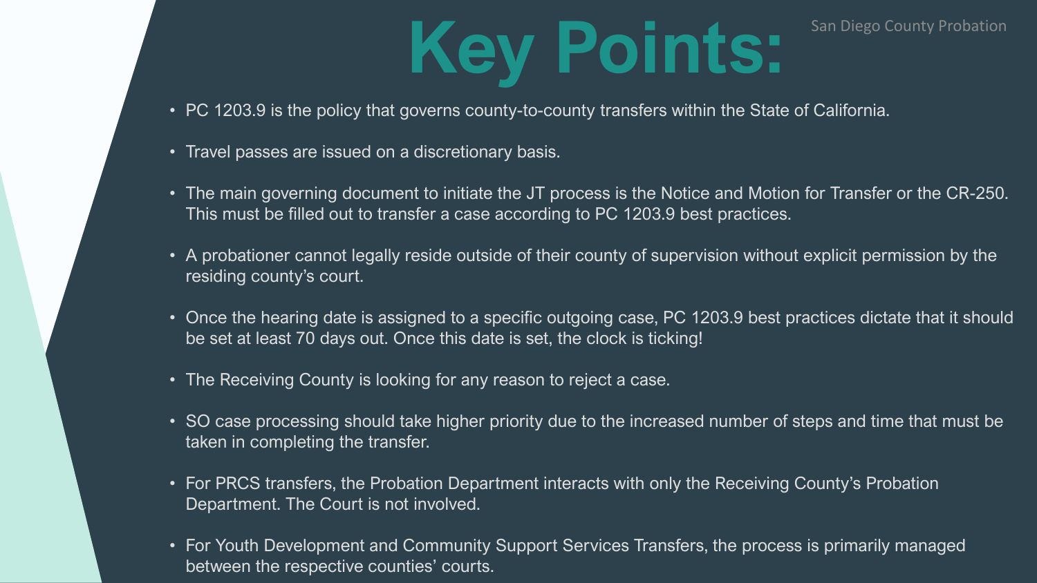# Key Points:

- PC 1203.9 is the policy that governs county-to-county transfers within the State of California.
- Travel passes are issued on a discretionary basis.
- The main governing document to initiate the JT process is the Notice and Motion for Transfer or the CR-250. This must be filled out to transfer a case according to PC 1203.9 best practices.
- A probationer cannot legally reside outside of their county of supervision without explicit permission by the residing county's court.
- Once the hearing date is assigned to a specific outgoing case, PC 1203.9 best practices dictate that it should be set at least 70 days out. Once this date is set, the clock is ticking!
- The Receiving County is looking for any reason to reject a case.
- SO case processing should take higher priority due to the increased number of steps and time that must be taken in completing the transfer.
- For PRCS transfers, the Probation Department interacts with only the Receiving County's Probation Department. The Court is not involved.
- For Youth Development and Community Support Services Transfers, the process is primarily managed between the respective counties' courts.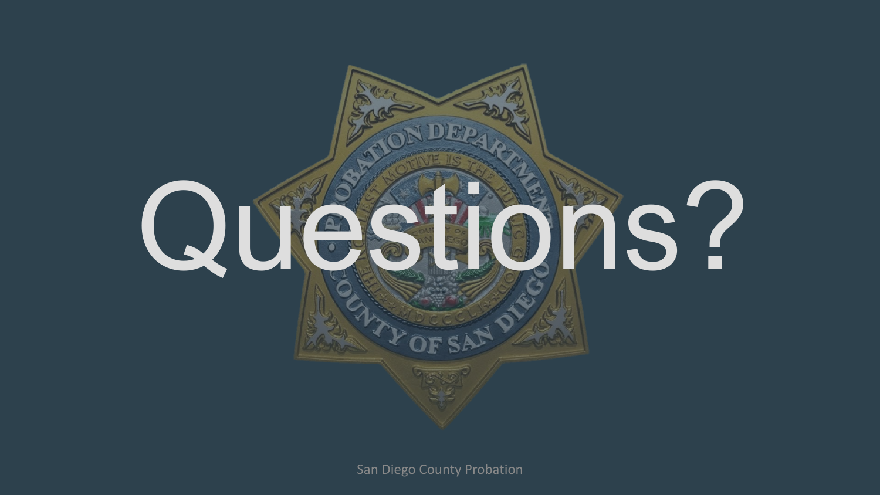# Questions?

San Diego County Probation